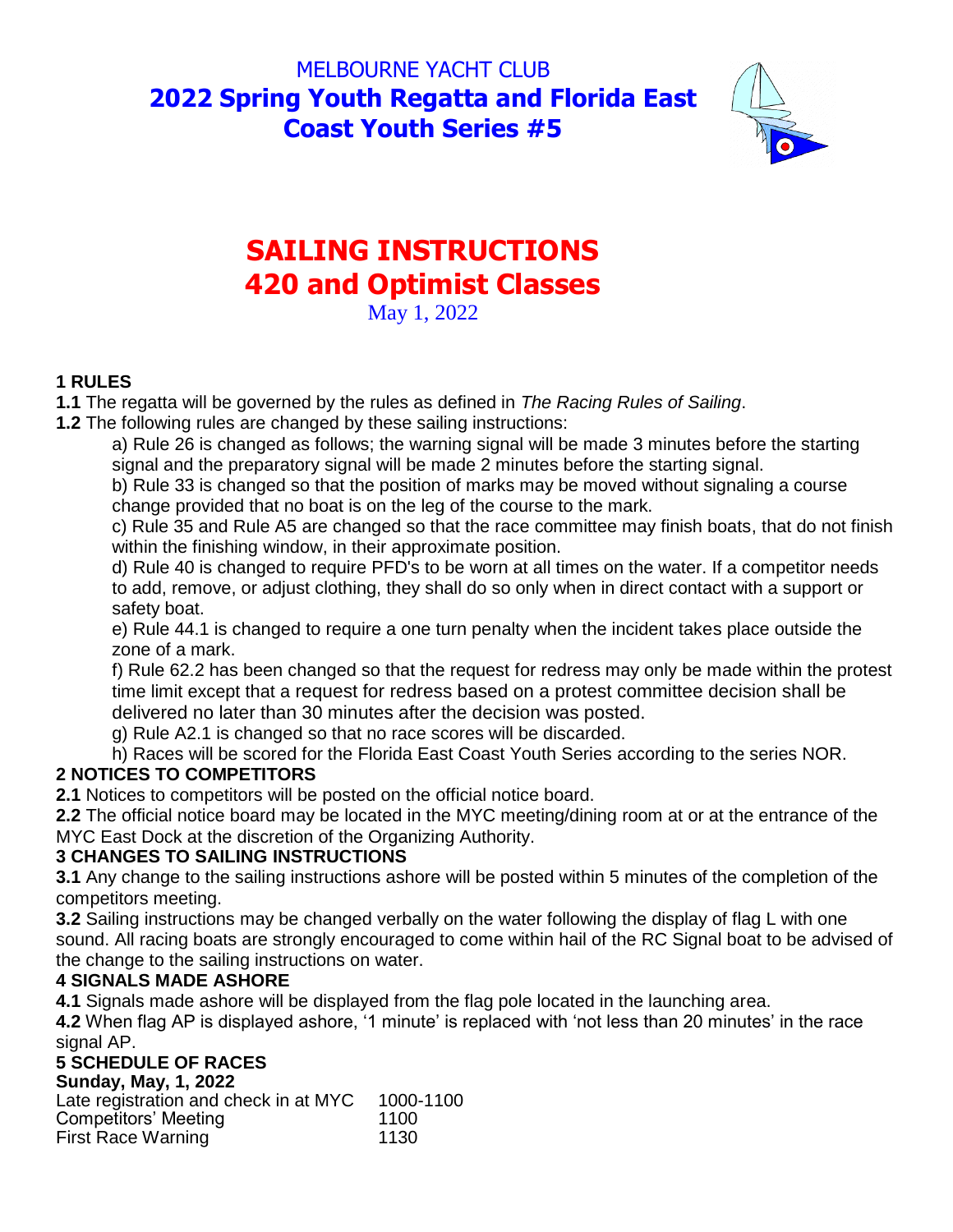MELBOURNE YACHT CLUB

# 2022 Spring Youth Regatta and Florida East Coast Youth Series #5

# SAILING INSTRUCTIONS
# 420 and Optimist Classes

May 1, 2022

## 1 RULES

**1.1** The regatta will be governed by the rules as defined in *The Racing Rules of Sailing*.

**1.2** The following rules are changed by these sailing instructions:

a) Rule 26 is changed as follows; the warning signal will be made 3 minutes before the starting signal and the preparatory signal will be made 2 minutes before the starting signal.

b) Rule 33 is changed so that the position of marks may be moved without signaling a course change provided that no boat is on the leg of the course to the mark.

c) Rule 35 and Rule A5 are changed so that the race committee may finish boats, that do not finish within the finishing window, in their approximate position.

d) Rule 40 is changed to require PFD's to be worn at all times on the water. If a competitor needs to add, remove, or adjust clothing, they shall do so only when in direct contact with a support or safety boat.

e) Rule 44.1 is changed to require a one turn penalty when the incident takes place outside the zone of a mark.

f) Rule 62.2 has been changed so that the request for redress may only be made within the protest time limit except that a request for redress based on a protest committee decision shall be delivered no later than 30 minutes after the decision was posted.

g) Rule A2.1 is changed so that no race scores will be discarded.

h) Races will be scored for the Florida East Coast Youth Series according to the series NOR.

## 2 NOTICES TO COMPETITORS

**2.1** Notices to competitors will be posted on the official notice board.

**2.2** The official notice board may be located in the MYC meeting/dining room at or at the entrance of the MYC East Dock at the discretion of the Organizing Authority.

## 3 CHANGES TO SAILING INSTRUCTIONS

**3.1** Any change to the sailing instructions ashore will be posted within 5 minutes of the completion of the competitors meeting.

**3.2** Sailing instructions may be changed verbally on the water following the display of flag L with one sound. All racing boats are strongly encouraged to come within hail of the RC Signal boat to be advised of the change to the sailing instructions on water.

## 4 SIGNALS MADE ASHORE

**4.1** Signals made ashore will be displayed from the flag pole located in the launching area.

**4.2** When flag AP is displayed ashore, '1 minute' is replaced with 'not less than 20 minutes' in the race signal AP.

## 5 SCHEDULE OF RACES

**Sunday, May, 1, 2022**

| | |
|---|---|
| Late registration and check in at MYC | 1000-1100 |
| Competitors' Meeting | 1100 |
| First Race Warning | 1130 |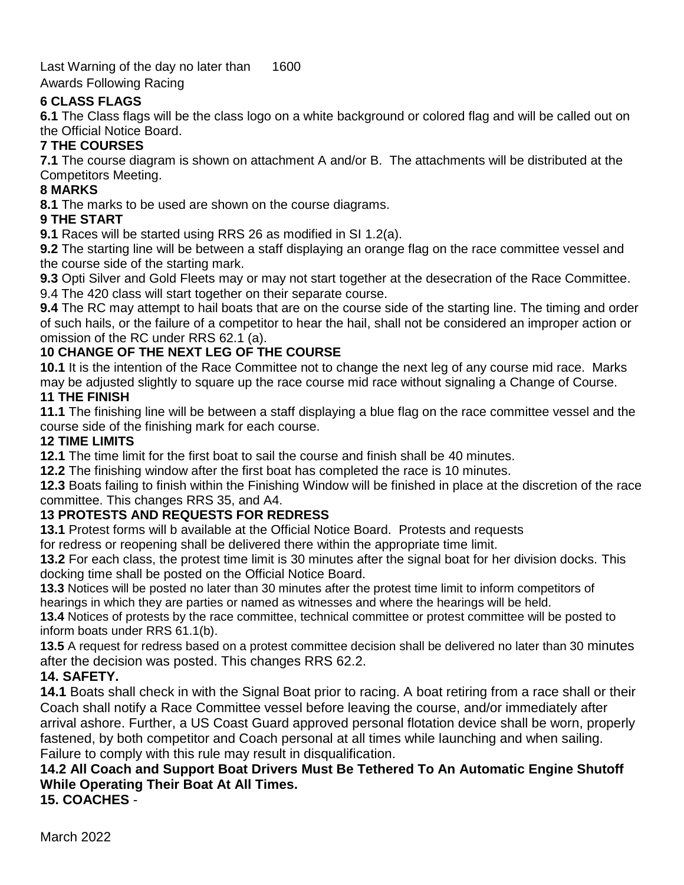Last Warning of the day no later than 1600
Awards Following Racing

**6 CLASS FLAGS**

**6.1** The Class flags will be the class logo on a white background or colored flag and will be called out on the Official Notice Board.

**7 THE COURSES**

**7.1** The course diagram is shown on attachment A and/or B. The attachments will be distributed at the Competitors Meeting.

**8 MARKS**

**8.1** The marks to be used are shown on the course diagrams.

**9 THE START**

**9.1** Races will be started using RRS 26 as modified in SI 1.2(a).

**9.2** The starting line will be between a staff displaying an orange flag on the race committee vessel and the course side of the starting mark.

**9.3** Opti Silver and Gold Fleets may or may not start together at the desecration of the Race Committee.

9.4 The 420 class will start together on their separate course.

**9.4** The RC may attempt to hail boats that are on the course side of the starting line. The timing and order of such hails, or the failure of a competitor to hear the hail, shall not be considered an improper action or omission of the RC under RRS 62.1 (a).

**10 CHANGE OF THE NEXT LEG OF THE COURSE**

**10.1** It is the intention of the Race Committee not to change the next leg of any course mid race. Marks may be adjusted slightly to square up the race course mid race without signaling a Change of Course.

**11 THE FINISH**

**11.1** The finishing line will be between a staff displaying a blue flag on the race committee vessel and the course side of the finishing mark for each course.

**12 TIME LIMITS**

**12.1** The time limit for the first boat to sail the course and finish shall be 40 minutes.

**12.2** The finishing window after the first boat has completed the race is 10 minutes.

**12.3** Boats failing to finish within the Finishing Window will be finished in place at the discretion of the race committee. This changes RRS 35, and A4.

**13 PROTESTS AND REQUESTS FOR REDRESS**

**13.1** Protest forms will b available at the Official Notice Board. Protests and requests for redress or reopening shall be delivered there within the appropriate time limit.

**13.2** For each class, the protest time limit is 30 minutes after the signal boat for her division docks. This docking time shall be posted on the Official Notice Board.

**13.3** Notices will be posted no later than 30 minutes after the protest time limit to inform competitors of hearings in which they are parties or named as witnesses and where the hearings will be held.

**13.4** Notices of protests by the race committee, technical committee or protest committee will be posted to inform boats under RRS 61.1(b).

**13.5** A request for redress based on a protest committee decision shall be delivered no later than 30 minutes after the decision was posted. This changes RRS 62.2.

**14. SAFETY.**

**14.1** Boats shall check in with the Signal Boat prior to racing. A boat retiring from a race shall or their Coach shall notify a Race Committee vessel before leaving the course, and/or immediately after arrival ashore. Further, a US Coast Guard approved personal flotation device shall be worn, properly fastened, by both competitor and Coach personal at all times while launching and when sailing. Failure to comply with this rule may result in disqualification.

**14.2 All Coach and Support Boat Drivers Must Be Tethered To An Automatic Engine Shutoff While Operating Their Boat At All Times.**

**15. COACHES** -

March 2022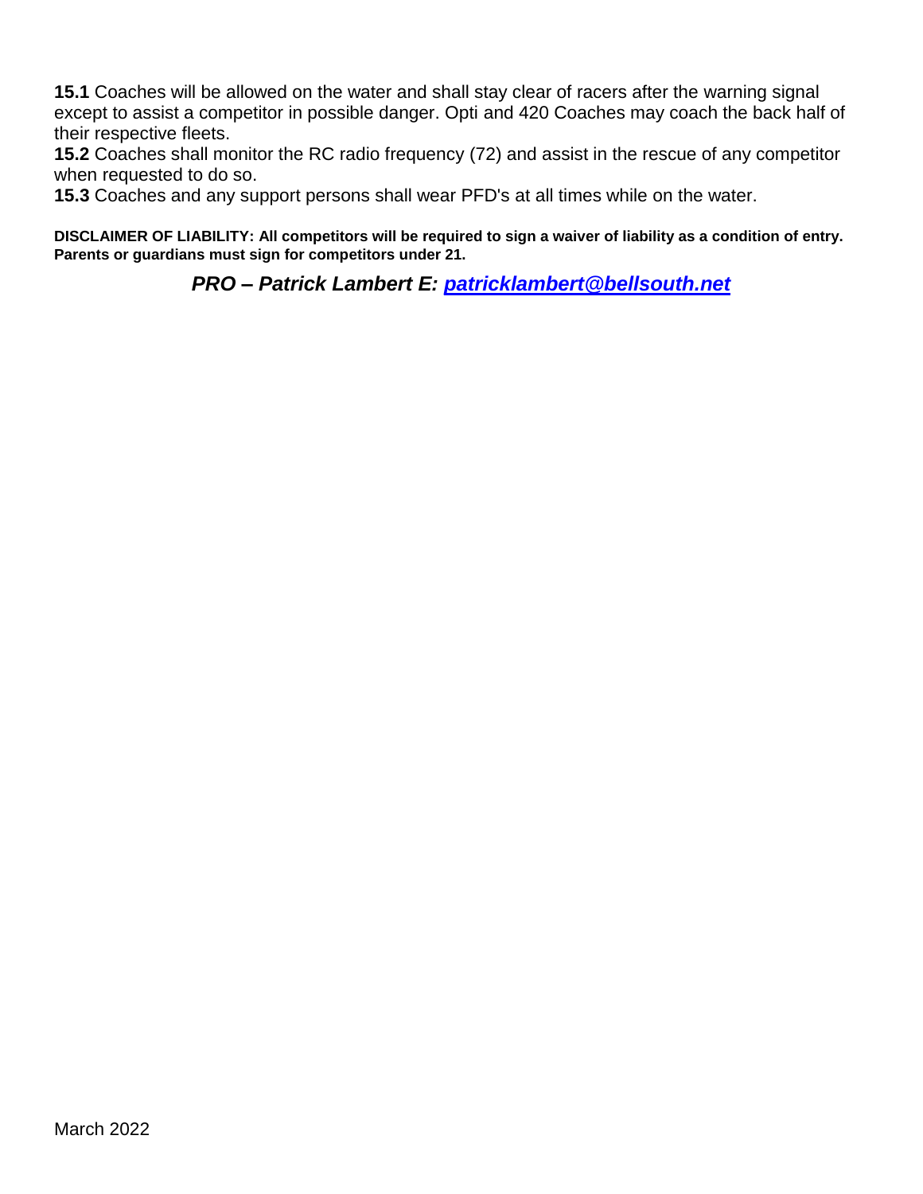**15.1** Coaches will be allowed on the water and shall stay clear of racers after the warning signal except to assist a competitor in possible danger. Opti and 420 Coaches may coach the back half of their respective fleets.

**15.2** Coaches shall monitor the RC radio frequency (72) and assist in the rescue of any competitor when requested to do so.

**15.3** Coaches and any support persons shall wear PFD's at all times while on the water.

**DISCLAIMER OF LIABILITY: All competitors will be required to sign a waiver of liability as a condition of entry. Parents or guardians must sign for competitors under 21.**

***PRO – Patrick Lambert E: patricklambert@bellsouth.net***

March 2022